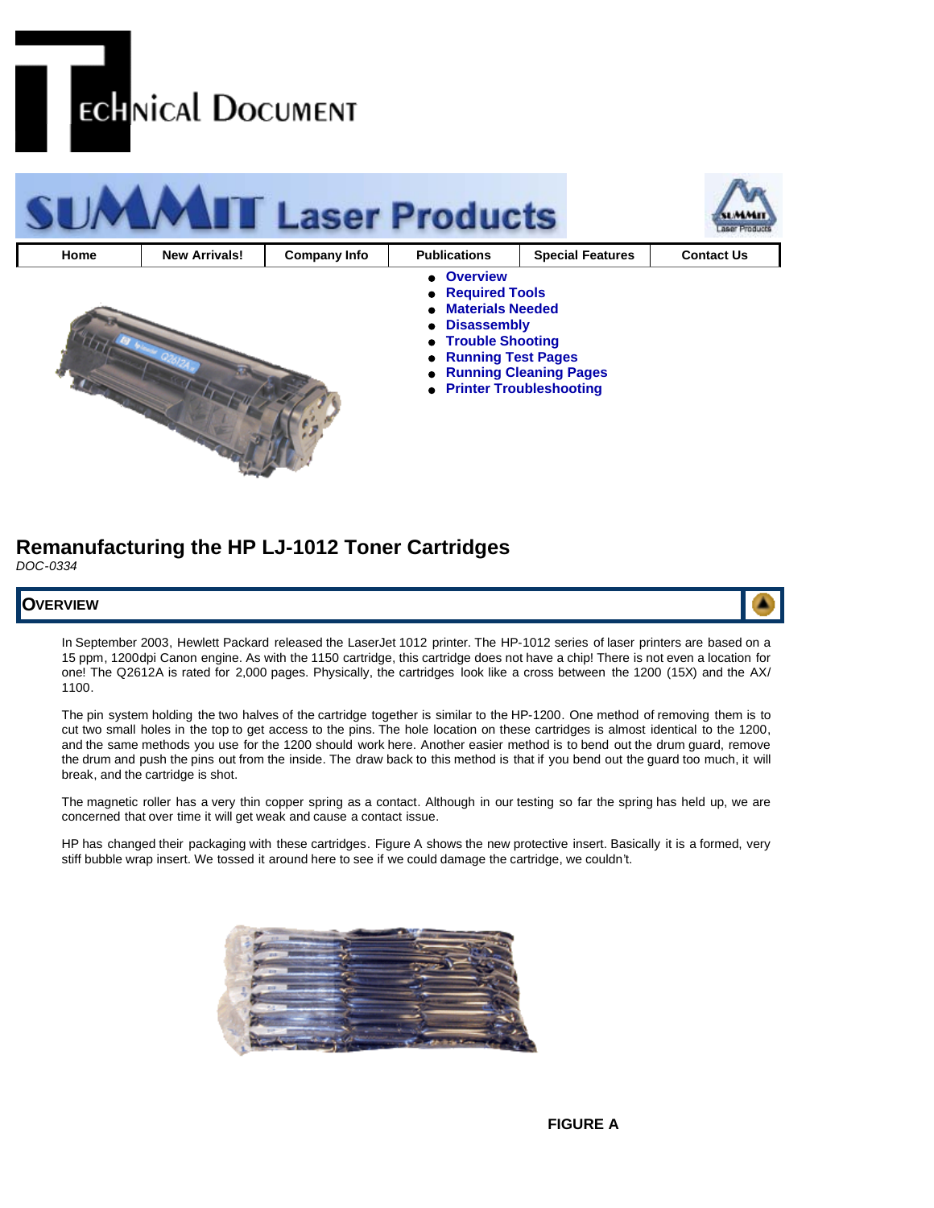# Technical Document

# SUMMIT Laser Products

| Home | New Arrivals! | Company Info | Publications | Special Features | Contact Us |
| --- | --- | --- | --- | --- | --- |

- Overview
- Required Tools
- Materials Needed
- Disassembly
- Trouble Shooting
- Running Test Pages
- Running Cleaning Pages
- Printer Troubleshooting

## Remanufacturing the HP LJ-1012 Toner Cartridges

*DOC-0334*

### OVERVIEW

In September 2003, Hewlett Packard released the LaserJet 1012 printer. The HP-1012 series of laser printers are based on a 15 ppm, 1200dpi Canon engine. As with the 1150 cartridge, this cartridge does not have a chip! There is not even a location for one! The Q2612A is rated for 2,000 pages. Physically, the cartridges look like a cross between the 1200 (15X) and the AX/ 1100.

The pin system holding the two halves of the cartridge together is similar to the HP-1200. One method of removing them is to cut two small holes in the top to get access to the pins. The hole location on these cartridges is almost identical to the 1200, and the same methods you use for the 1200 should work here. Another easier method is to bend out the drum guard, remove the drum and push the pins out from the inside. The draw back to this method is that if you bend out the guard too much, it will break, and the cartridge is shot.

The magnetic roller has a very thin copper spring as a contact. Although in our testing so far the spring has held up, we are concerned that over time it will get weak and cause a contact issue.

HP has changed their packaging with these cartridges. Figure A shows the new protective insert. Basically it is a formed, very stiff bubble wrap insert. We tossed it around here to see if we could damage the cartridge, we couldn't.

**FIGURE A**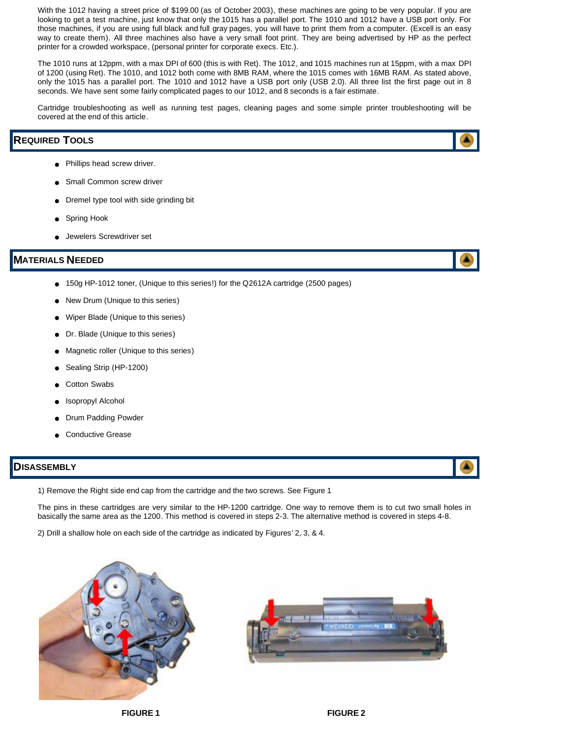With the 1012 having a street price of $199.00 (as of October 2003), these machines are going to be very popular. If you are looking to get a test machine, just know that only the 1015 has a parallel port. The 1010 and 1012 have a USB port only. For those machines, if you are using full black and full gray pages, you will have to print them from a computer. (Excell is an easy way to create them). All three machines also have a very small foot print. They are being advertised by HP as the perfect printer for a crowded workspace, (personal printer for corporate execs. Etc.).

The 1010 runs at 12ppm, with a max DPI of 600 (this is with Ret). The 1012, and 1015 machines run at 15ppm, with a max DPI of 1200 (using Ret). The 1010, and 1012 both come with 8MB RAM, where the 1015 comes with 16MB RAM. As stated above, only the 1015 has a parallel port. The 1010 and 1012 have a USB port only (USB 2.0). All three list the first page out in 8 seconds. We have sent some fairly complicated pages to our 1012, and 8 seconds is a fair estimate.

Cartridge troubleshooting as well as running test pages, cleaning pages and some simple printer troubleshooting will be covered at the end of this article.

## REQUIRED TOOLS

- Phillips head screw driver.
- Small Common screw driver
- Dremel type tool with side grinding bit
- Spring Hook
- Jewelers Screwdriver set

## MATERIALS NEEDED

- 150g HP-1012 toner, (Unique to this series!) for the Q2612A cartridge (2500 pages)
- New Drum (Unique to this series)
- Wiper Blade (Unique to this series)
- Dr. Blade (Unique to this series)
- Magnetic roller (Unique to this series)
- Sealing Strip (HP-1200)
- Cotton Swabs
- Isopropyl Alcohol
- Drum Padding Powder
- Conductive Grease

## DISASSEMBLY

1) Remove the Right side end cap from the cartridge and the two screws. See Figure 1

The pins in these cartridges are very similar to the HP-1200 cartridge. One way to remove them is to cut two small holes in basically the same area as the 1200. This method is covered in steps 2-3. The alternative method is covered in steps 4-8.

2) Drill a shallow hole on each side of the cartridge as indicated by Figures' 2, 3, & 4.

**FIGURE 1**

**FIGURE 2**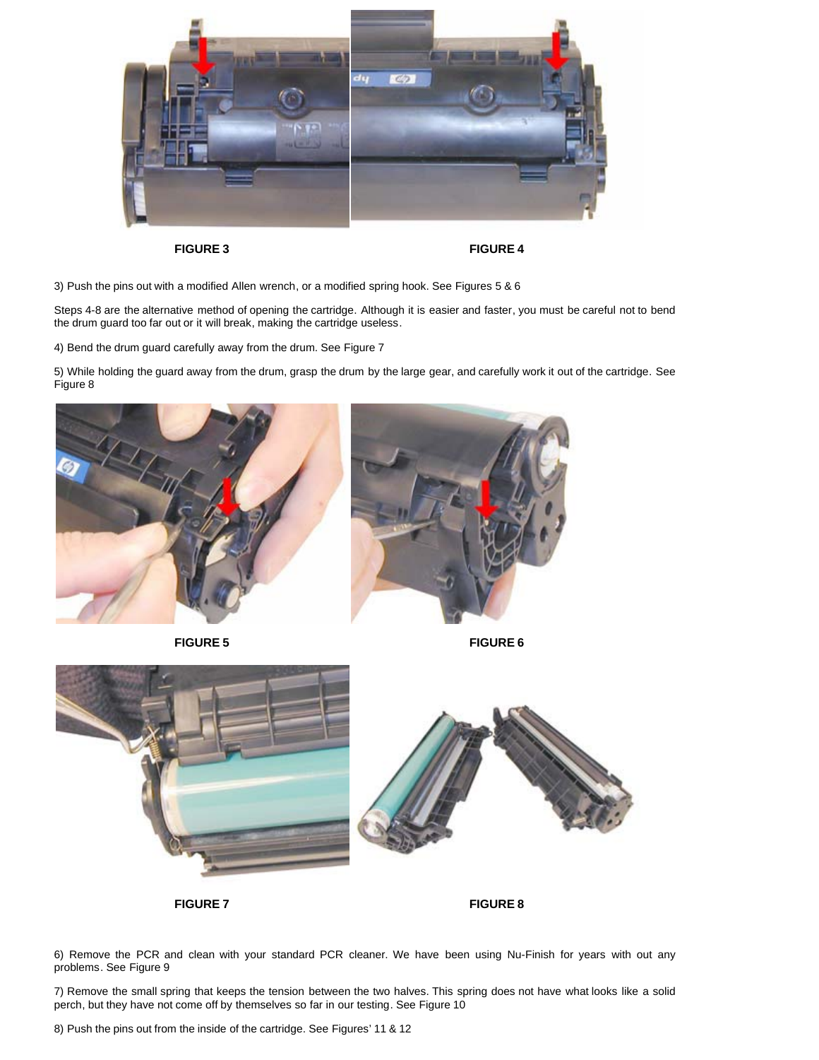FIGURE 3

FIGURE 4

3) Push the pins out with a modified Allen wrench, or a modified spring hook. See Figures 5 & 6

Steps 4-8 are the alternative method of opening the cartridge. Although it is easier and faster, you must be careful not to bend the drum guard too far out or it will break, making the cartridge useless.

4) Bend the drum guard carefully away from the drum. See Figure 7

5) While holding the guard away from the drum, grasp the drum by the large gear, and carefully work it out of the cartridge. See Figure 8

FIGURE 5

FIGURE 6

FIGURE 7

FIGURE 8

6) Remove the PCR and clean with your standard PCR cleaner. We have been using Nu-Finish for years with out any problems. See Figure 9

7) Remove the small spring that keeps the tension between the two halves. This spring does not have what looks like a solid perch, but they have not come off by themselves so far in our testing. See Figure 10

8) Push the pins out from the inside of the cartridge. See Figures' 11 & 12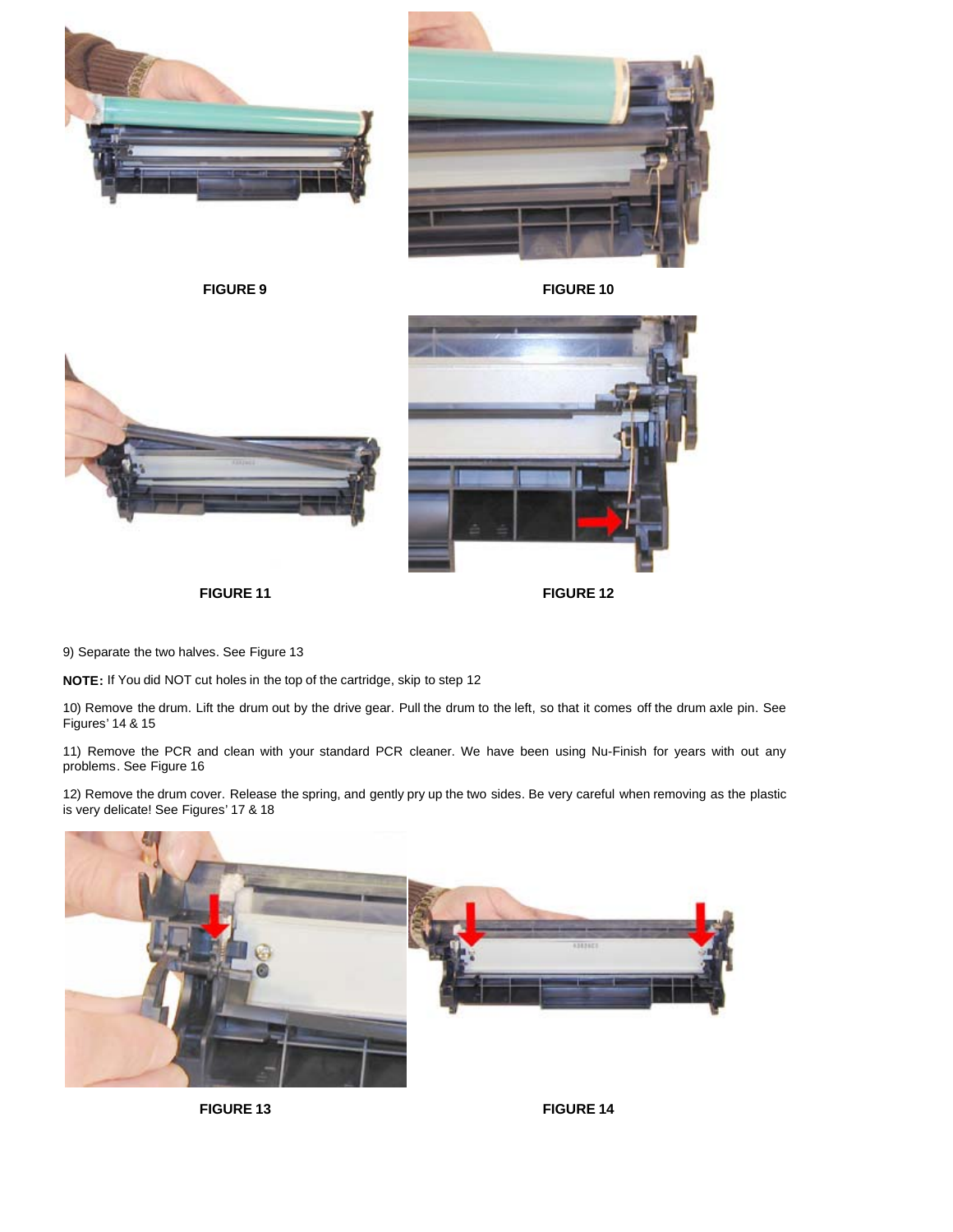FIGURE 9

FIGURE 10

FIGURE 11

FIGURE 12

9) Separate the two halves. See Figure 13

**NOTE:** If You did NOT cut holes in the top of the cartridge, skip to step 12

10) Remove the drum. Lift the drum out by the drive gear. Pull the drum to the left, so that it comes off the drum axle pin. See Figures' 14 & 15

11) Remove the PCR and clean with your standard PCR cleaner. We have been using Nu-Finish for years with out any problems. See Figure 16

12) Remove the drum cover. Release the spring, and gently pry up the two sides. Be very careful when removing as the plastic is very delicate! See Figures' 17 & 18

FIGURE 13

FIGURE 14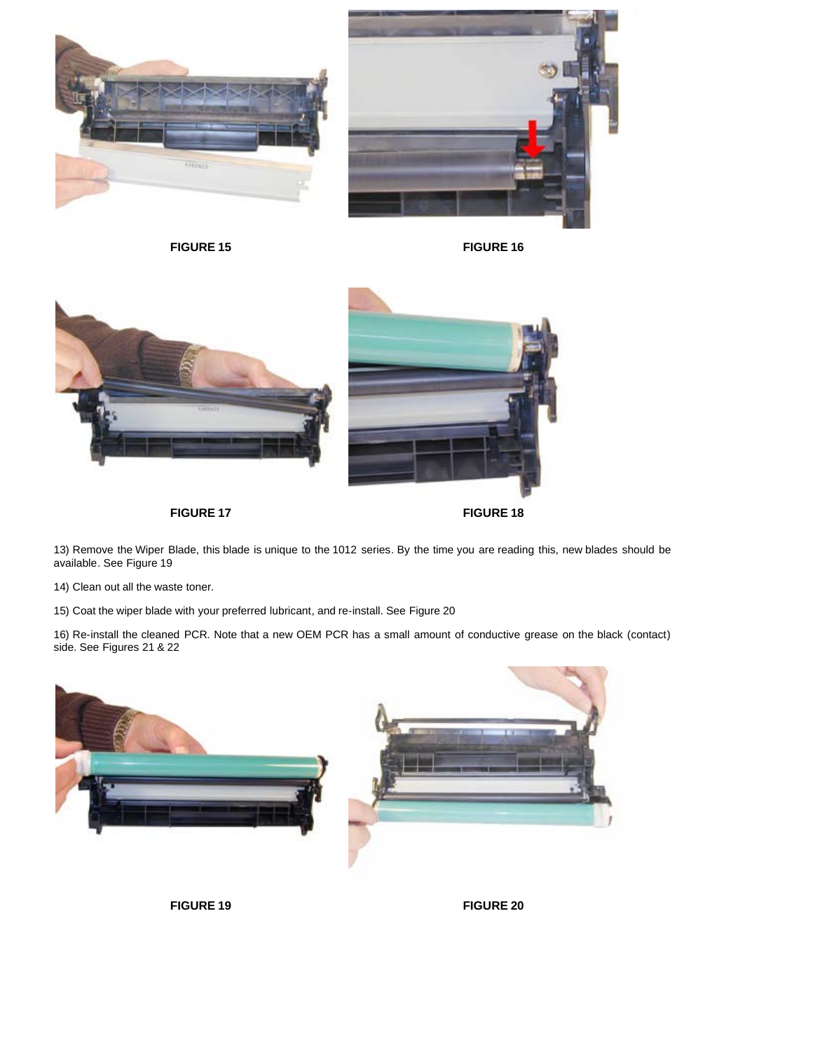FIGURE 15

FIGURE 16

FIGURE 17

FIGURE 18

13) Remove the Wiper Blade, this blade is unique to the 1012 series. By the time you are reading this, new blades should be available. See Figure 19

14) Clean out all the waste toner.

15) Coat the wiper blade with your preferred lubricant, and re-install. See Figure 20

16) Re-install the cleaned PCR. Note that a new OEM PCR has a small amount of conductive grease on the black (contact) side. See Figures 21 & 22

FIGURE 19

FIGURE 20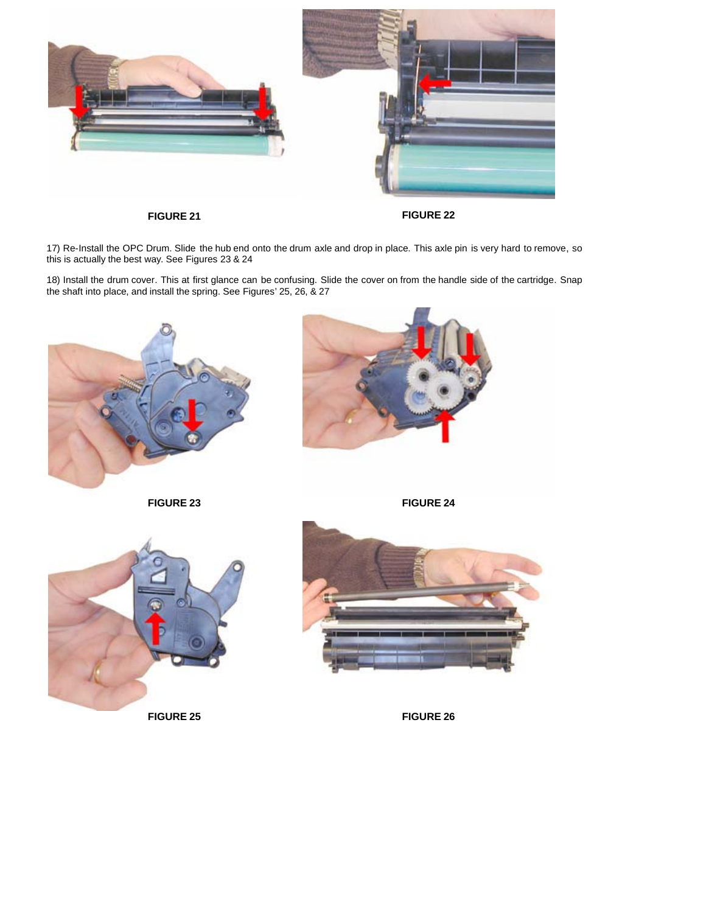FIGURE 21

FIGURE 22

17) Re-Install the OPC Drum. Slide the hub end onto the drum axle and drop in place. This axle pin is very hard to remove, so this is actually the best way. See Figures 23 & 24

18) Install the drum cover. This at first glance can be confusing. Slide the cover on from the handle side of the cartridge. Snap the shaft into place, and install the spring. See Figures' 25, 26, & 27

FIGURE 23

FIGURE 24

FIGURE 25

FIGURE 26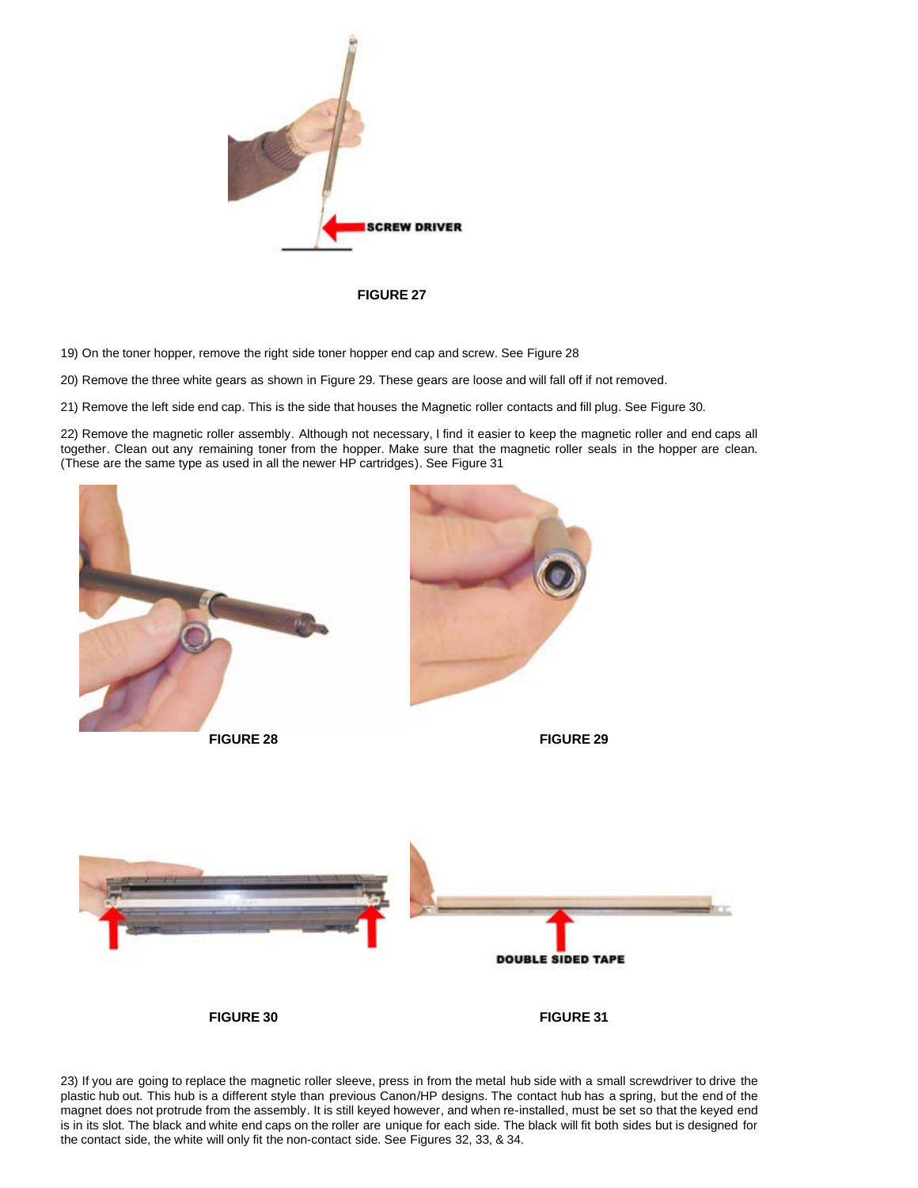SCREW DRIVER

FIGURE 27

19) On the toner hopper, remove the right side toner hopper end cap and screw. See Figure 28

20) Remove the three white gears as shown in Figure 29. These gears are loose and will fall off if not removed.

21) Remove the left side end cap. This is the side that houses the Magnetic roller contacts and fill plug. See Figure 30.

22) Remove the magnetic roller assembly. Although not necessary, I find it easier to keep the magnetic roller and end caps all together. Clean out any remaining toner from the hopper. Make sure that the magnetic roller seals in the hopper are clean. (These are the same type as used in all the newer HP cartridges). See Figure 31

FIGURE 28

FIGURE 29

DOUBLE SIDED TAPE

FIGURE 30

FIGURE 31

23) If you are going to replace the magnetic roller sleeve, press in from the metal hub side with a small screwdriver to drive the plastic hub out. This hub is a different style than previous Canon/HP designs. The contact hub has a spring, but the end of the magnet does not protrude from the assembly. It is still keyed however, and when re-installed, must be set so that the keyed end is in its slot. The black and white end caps on the roller are unique for each side. The black will fit both sides but is designed for the contact side, the white will only fit the non-contact side. See Figures 32, 33, & 34.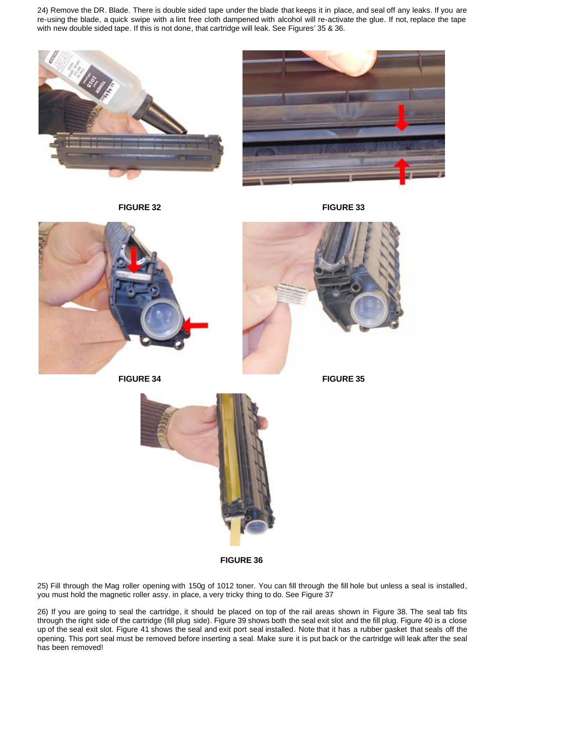24) Remove the DR. Blade. There is double sided tape under the blade that keeps it in place, and seal off any leaks. If you are re-using the blade, a quick swipe with a lint free cloth dampened with alcohol will re-activate the glue. If not, replace the tape with new double sided tape. If this is not done, that cartridge will leak. See Figures' 35 & 36.

**FIGURE 32**

**FIGURE 33**

**FIGURE 34**

**FIGURE 35**

**FIGURE 36**

25) Fill through the Mag roller opening with 150g of 1012 toner. You can fill through the fill hole but unless a seal is installed, you must hold the magnetic roller assy. in place, a very tricky thing to do. See Figure 37

26) If you are going to seal the cartridge, it should be placed on top of the rail areas shown in Figure 38. The seal tab fits through the right side of the cartridge (fill plug side). Figure 39 shows both the seal exit slot and the fill plug. Figure 40 is a close up of the seal exit slot. Figure 41 shows the seal and exit port seal installed. Note that it has a rubber gasket that seals off the opening. This port seal must be removed before inserting a seal. Make sure it is put back or the cartridge will leak after the seal has been removed!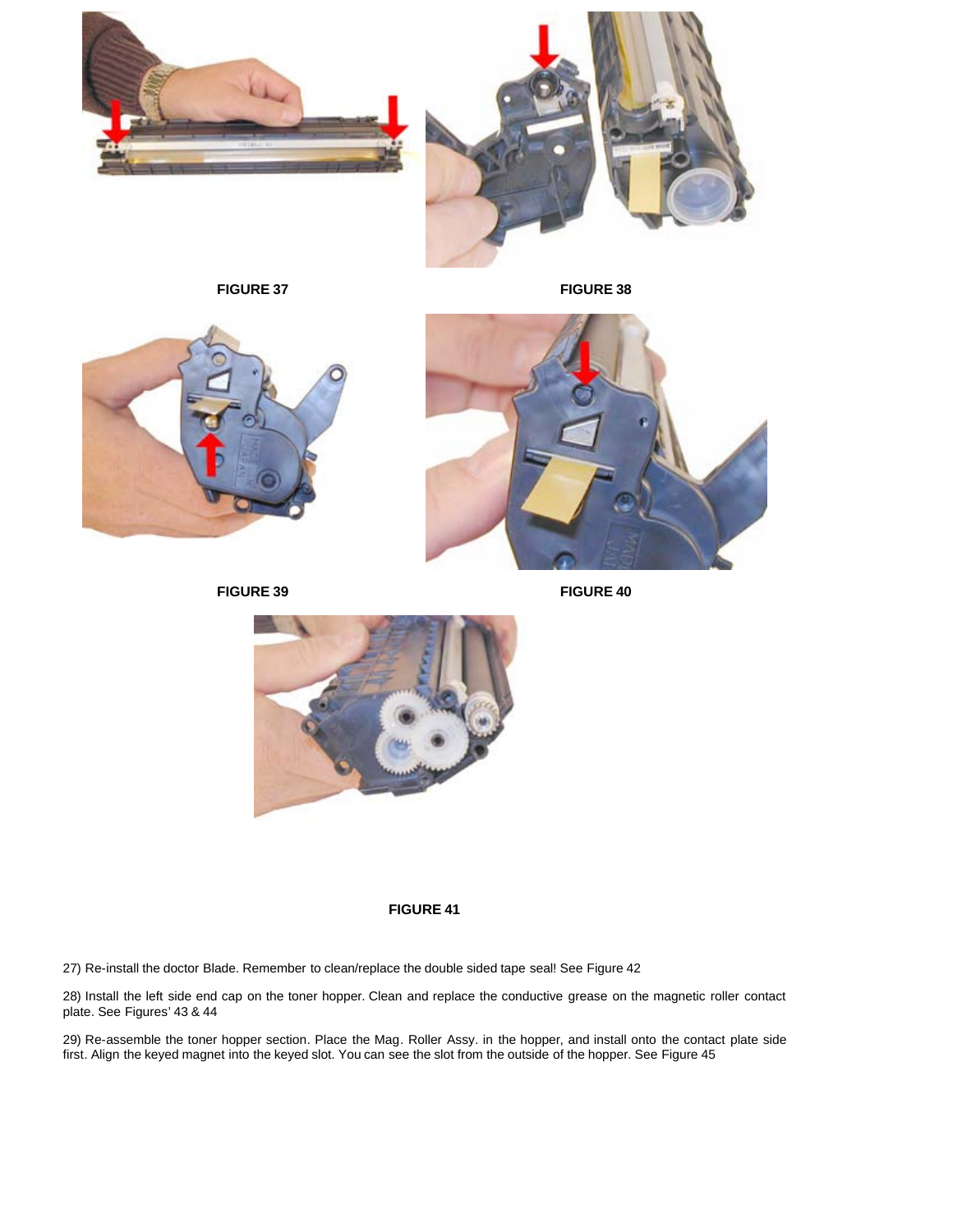FIGURE 37

FIGURE 38

FIGURE 39

FIGURE 40

FIGURE 41

27) Re-install the doctor Blade. Remember to clean/replace the double sided tape seal! See Figure 42

28) Install the left side end cap on the toner hopper. Clean and replace the conductive grease on the magnetic roller contact plate. See Figures' 43 & 44

29) Re-assemble the toner hopper section. Place the Mag. Roller Assy. in the hopper, and install onto the contact plate side first. Align the keyed magnet into the keyed slot. You can see the slot from the outside of the hopper. See Figure 45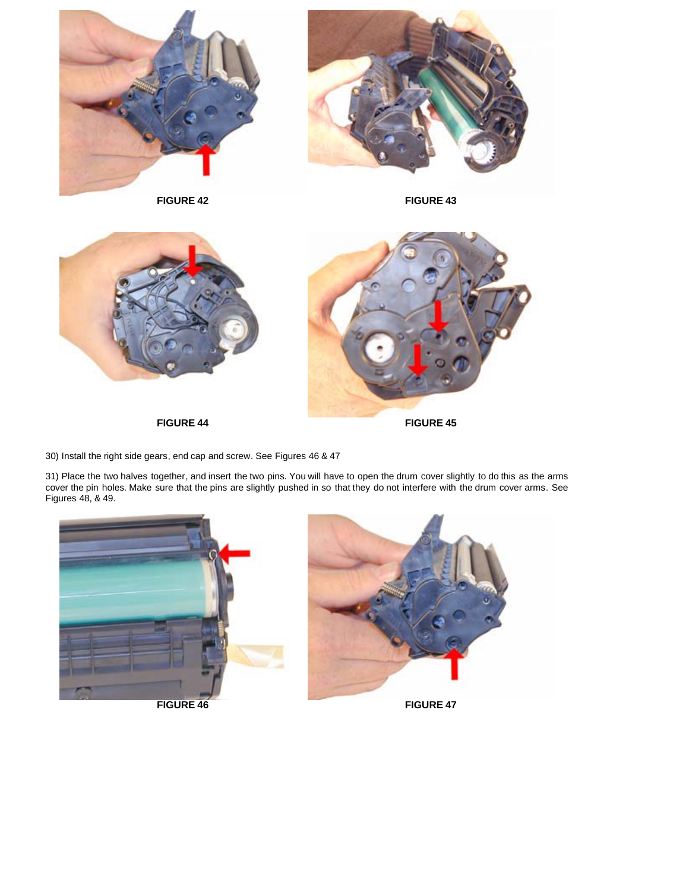FIGURE 42

FIGURE 43

FIGURE 44

FIGURE 45

30) Install the right side gears, end cap and screw. See Figures 46 & 47

31) Place the two halves together, and insert the two pins. You will have to open the drum cover slightly to do this as the arms cover the pin holes. Make sure that the pins are slightly pushed in so that they do not interfere with the drum cover arms. See Figures 48, & 49.

FIGURE 46

FIGURE 47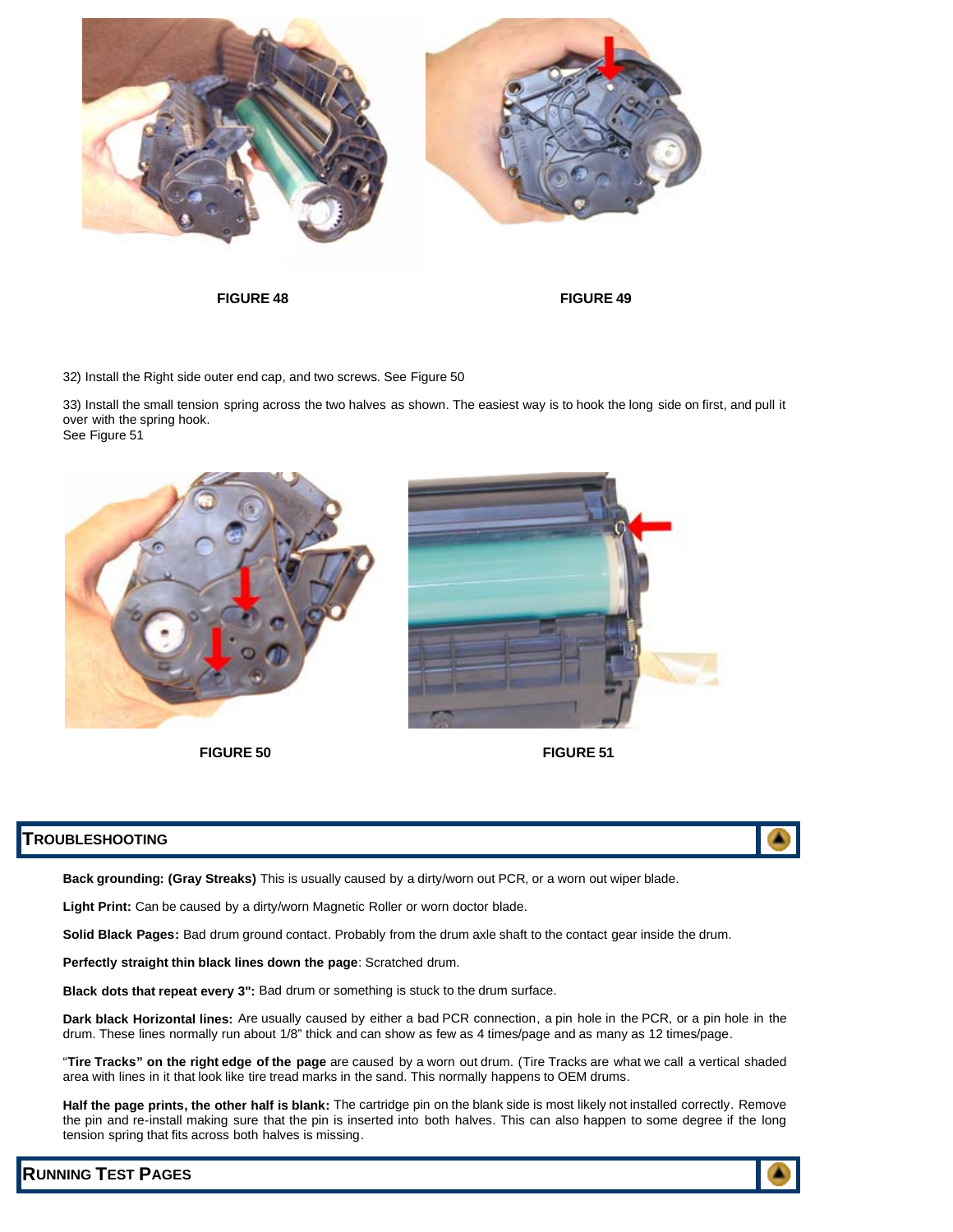FIGURE 48

FIGURE 49

32) Install the Right side outer end cap, and two screws. See Figure 50

33) Install the small tension spring across the two halves as shown. The easiest way is to hook the long side on first, and pull it over with the spring hook.
See Figure 51

FIGURE 50

FIGURE 51

## TROUBLESHOOTING

**Back grounding: (Gray Streaks)** This is usually caused by a dirty/worn out PCR, or a worn out wiper blade.

**Light Print:** Can be caused by a dirty/worn Magnetic Roller or worn doctor blade.

**Solid Black Pages:** Bad drum ground contact. Probably from the drum axle shaft to the contact gear inside the drum.

**Perfectly straight thin black lines down the page**: Scratched drum.

**Black dots that repeat every 3":** Bad drum or something is stuck to the drum surface.

**Dark black Horizontal lines:** Are usually caused by either a bad PCR connection, a pin hole in the PCR, or a pin hole in the drum. These lines normally run about 1/8" thick and can show as few as 4 times/page and as many as 12 times/page.

"**Tire Tracks" on the right edge of the page** are caused by a worn out drum. (Tire Tracks are what we call a vertical shaded area with lines in it that look like tire tread marks in the sand. This normally happens to OEM drums.

**Half the page prints, the other half is blank:** The cartridge pin on the blank side is most likely not installed correctly. Remove the pin and re-install making sure that the pin is inserted into both halves. This can also happen to some degree if the long tension spring that fits across both halves is missing.

## RUNNING TEST PAGES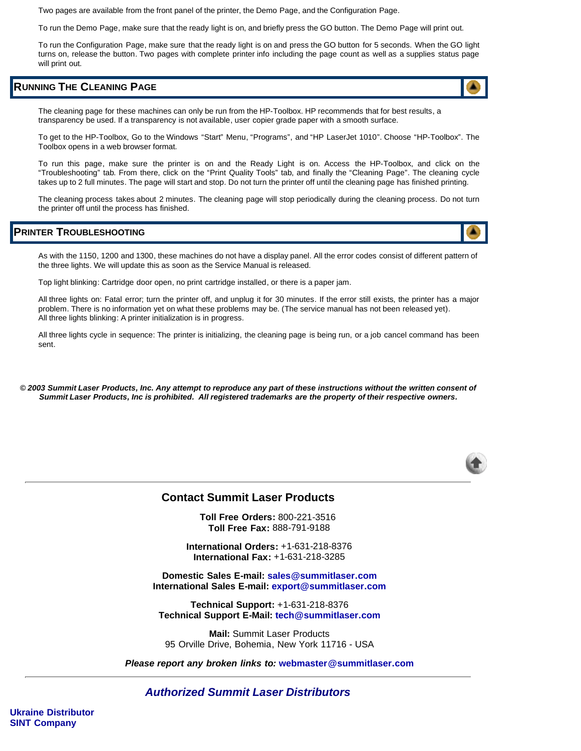Two pages are available from the front panel of the printer, the Demo Page, and the Configuration Page.

To run the Demo Page, make sure that the ready light is on, and briefly press the GO button. The Demo Page will print out.

To run the Configuration Page, make sure that the ready light is on and press the GO button for 5 seconds. When the GO light turns on, release the button. Two pages with complete printer info including the page count as well as a supplies status page will print out.

## RUNNING THE CLEANING PAGE

The cleaning page for these machines can only be run from the HP-Toolbox. HP recommends that for best results, a transparency be used. If a transparency is not available, user copier grade paper with a smooth surface.

To get to the HP-Toolbox, Go to the Windows “Start” Menu, “Programs”, and “HP LaserJet 1010”. Choose “HP-Toolbox”. The Toolbox opens in a web browser format.

To run this page, make sure the printer is on and the Ready Light is on. Access the HP-Toolbox, and click on the “Troubleshooting” tab. From there, click on the “Print Quality Tools” tab, and finally the “Cleaning Page”. The cleaning cycle takes up to 2 full minutes. The page will start and stop. Do not turn the printer off until the cleaning page has finished printing.

The cleaning process takes about 2 minutes. The cleaning page will stop periodically during the cleaning process. Do not turn the printer off until the process has finished.

## PRINTER TROUBLESHOOTING

As with the 1150, 1200 and 1300, these machines do not have a display panel. All the error codes consist of different pattern of the three lights. We will update this as soon as the Service Manual is released.

Top light blinking: Cartridge door open, no print cartridge installed, or there is a paper jam.

All three lights on: Fatal error; turn the printer off, and unplug it for 30 minutes. If the error still exists, the printer has a major problem. There is no information yet on what these problems may be. (The service manual has not been released yet).
All three lights blinking: A printer initialization is in progress.

All three lights cycle in sequence: The printer is initializing, the cleaning page is being run, or a job cancel command has been sent.

***© 2003 Summit Laser Products, Inc. Any attempt to reproduce any part of these instructions without the written consent of Summit Laser Products, Inc is prohibited. All registered trademarks are the property of their respective owners.***

---

## Contact Summit Laser Products

**Toll Free Orders:** 800-221-3516
**Toll Free Fax:** 888-791-9188

**International Orders:** +1-631-218-8376
**International Fax:** +1-631-218-3285

**Domestic Sales E-mail:** **sales@summitlaser.com**
**International Sales E-mail:** **export@summitlaser.com**

**Technical Support:** +1-631-218-8376
**Technical Support E-Mail:** **tech@summitlaser.com**

**Mail:** Summit Laser Products
95 Orville Drive, Bohemia, New York 11716 - USA

***Please report any broken links to:*** **webmaster@summitlaser.com**

---

## *Authorized Summit Laser Distributors*

**Ukraine Distributor**
**SINT Company**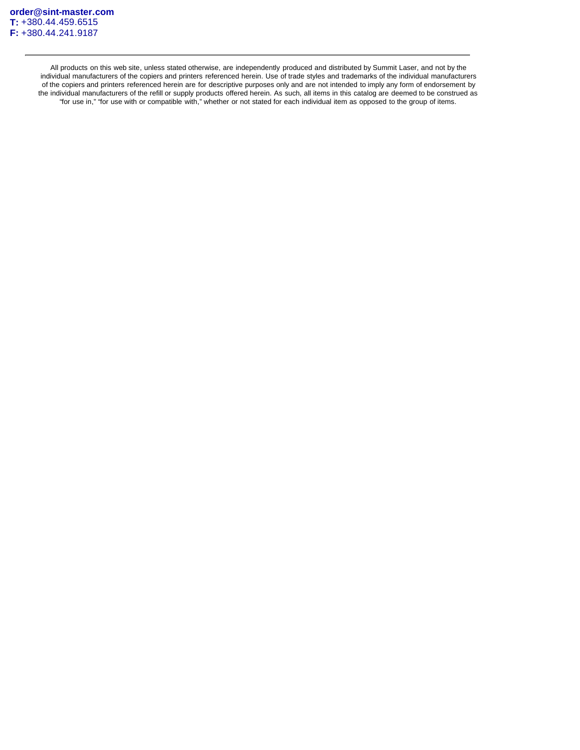**order@sint-master.com**
**T:** +380.44.459.6515
**F:** +380.44.241.9187

---

All products on this web site, unless stated otherwise, are independently produced and distributed by Summit Laser, and not by the individual manufacturers of the copiers and printers referenced herein. Use of trade styles and trademarks of the individual manufacturers of the copiers and printers referenced herein are for descriptive purposes only and are not intended to imply any form of endorsement by the individual manufacturers of the refill or supply products offered herein. As such, all items in this catalog are deemed to be construed as "for use in," "for use with or compatible with," whether or not stated for each individual item as opposed to the group of items.